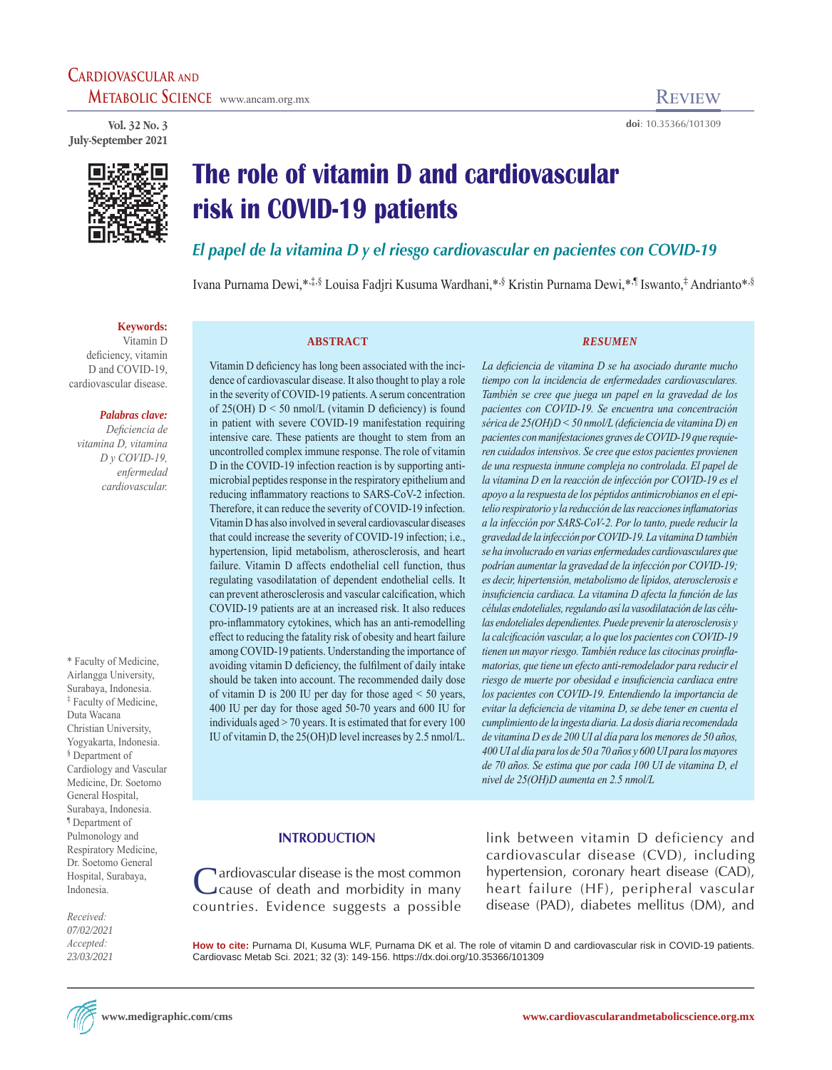# The role of vitamin D and cardiovascular risk in COVID-19 patients

## *El papel de la vitamina D y el riesgo cardiovascular en pacientes con COVID-19*

Ivana Purnama Dewi,[*,‡,§] Louisa Fadjri Kusuma Wardhani,[*,§] Kristin Purnama Dewi,[*,¶] Iswanto,[‡] Andrianto[*,§]

**Keywords:** Vitamin D deficiency, vitamin D and COVID-19, cardiovascular disease.

***Palabras clave:*** *Deficiencia de vitamina D, vitamina D y COVID-19, enfermedad cardiovascular.*

\* Faculty of Medicine, Airlangga University, Surabaya, Indonesia.
‡ Faculty of Medicine, Duta Wacana Christian University, Yogyakarta, Indonesia.
§ Department of Cardiology and Vascular Medicine, Dr. Soetomo General Hospital, Surabaya, Indonesia.
¶ Department of Pulmonology and Respiratory Medicine, Dr. Soetomo General Hospital, Surabaya, Indonesia.

*Received: 07/02/2021*
*Accepted: 23/03/2021*

### ABSTRACT

Vitamin D deficiency has long been associated with the incidence of cardiovascular disease. It also thought to play a role in the severity of COVID-19 patients. A serum concentration of 25(OH) D < 50 nmol/L (vitamin D deficiency) is found in patient with severe COVID-19 manifestation requiring intensive care. These patients are thought to stem from an uncontrolled complex immune response. The role of vitamin D in the COVID-19 infection reaction is by supporting antimicrobial peptides response in the respiratory epithelium and reducing inflammatory reactions to SARS-CoV-2 infection. Therefore, it can reduce the severity of COVID-19 infection. Vitamin D has also involved in several cardiovascular diseases that could increase the severity of COVID-19 infection; i.e., hypertension, lipid metabolism, atherosclerosis, and heart failure. Vitamin D affects endothelial cell function, thus regulating vasodilatation of dependent endothelial cells. It can prevent atherosclerosis and vascular calcification, which COVID-19 patients are at an increased risk. It also reduces pro-inflammatory cytokines, which has an anti-remodelling effect to reducing the fatality risk of obesity and heart failure among COVID-19 patients. Understanding the importance of avoiding vitamin D deficiency, the fulfilment of daily intake should be taken into account. The recommended daily dose of vitamin D is 200 IU per day for those aged < 50 years, 400 IU per day for those aged 50-70 years and 600 IU for individuals aged > 70 years. It is estimated that for every 100 IU of vitamin D, the 25(OH)D level increases by 2.5 nmol/L.

### *RESUMEN*

*La deficiencia de vitamina D se ha asociado durante mucho tiempo con la incidencia de enfermedades cardiovasculares. También se cree que juega un papel en la gravedad de los pacientes con COVID-19. Se encuentra una concentración sérica de 25(OH)D < 50 nmol/L (deficiencia de vitamina D) en pacientes con manifestaciones graves de COVID-19 que requieren cuidados intensivos. Se cree que estos pacientes provienen de una respuesta inmune compleja no controlada. El papel de la vitamina D en la reacción de infección por COVID-19 es el apoyo a la respuesta de los péptidos antimicrobianos en el epitelio respiratorio y la reducción de las reacciones inflamatorias a la infección por SARS-CoV-2. Por lo tanto, puede reducir la gravedad de la infección por COVID-19. La vitamina D también se ha involucrado en varias enfermedades cardiovasculares que podrían aumentar la gravedad de la infección por COVID-19; es decir, hipertensión, metabolismo de lípidos, aterosclerosis e insuficiencia cardiaca. La vitamina D afecta la función de las células endoteliales, regulando así la vasodilatación de las células endoteliales dependientes. Puede prevenir la aterosclerosis y la calcificación vascular, a lo que los pacientes con COVID-19 tienen un mayor riesgo. También reduce las citocinas proinflamatorias, que tiene un efecto anti-remodelador para reducir el riesgo de muerte por obesidad e insuficiencia cardiaca entre los pacientes con COVID-19. Entendiendo la importancia de evitar la deficiencia de vitamina D, se debe tener en cuenta el cumplimiento de la ingesta diaria. La dosis diaria recomendada de vitamina D es de 200 UI al día para los menores de 50 años, 400 UI al día para los de 50 a 70 años y 600 UI para los mayores de 70 años. Se estima que por cada 100 UI de vitamina D, el nivel de 25(OH)D aumenta en 2.5 nmol/L*

## INTRODUCTION

Cardiovascular disease is the most common cause of death and morbidity in many countries. Evidence suggests a possible link between vitamin D deficiency and cardiovascular disease (CVD), including hypertension, coronary heart disease (CAD), heart failure (HF), peripheral vascular disease (PAD), diabetes mellitus (DM), and

**How to cite:** Purnama DI, Kusuma WLF, Purnama DK et al. The role of vitamin D and cardiovascular risk in COVID-19 patients. Cardiovasc Metab Sci. 2021; 32 (3): 149-156. https://dx.doi.org/10.35366/101309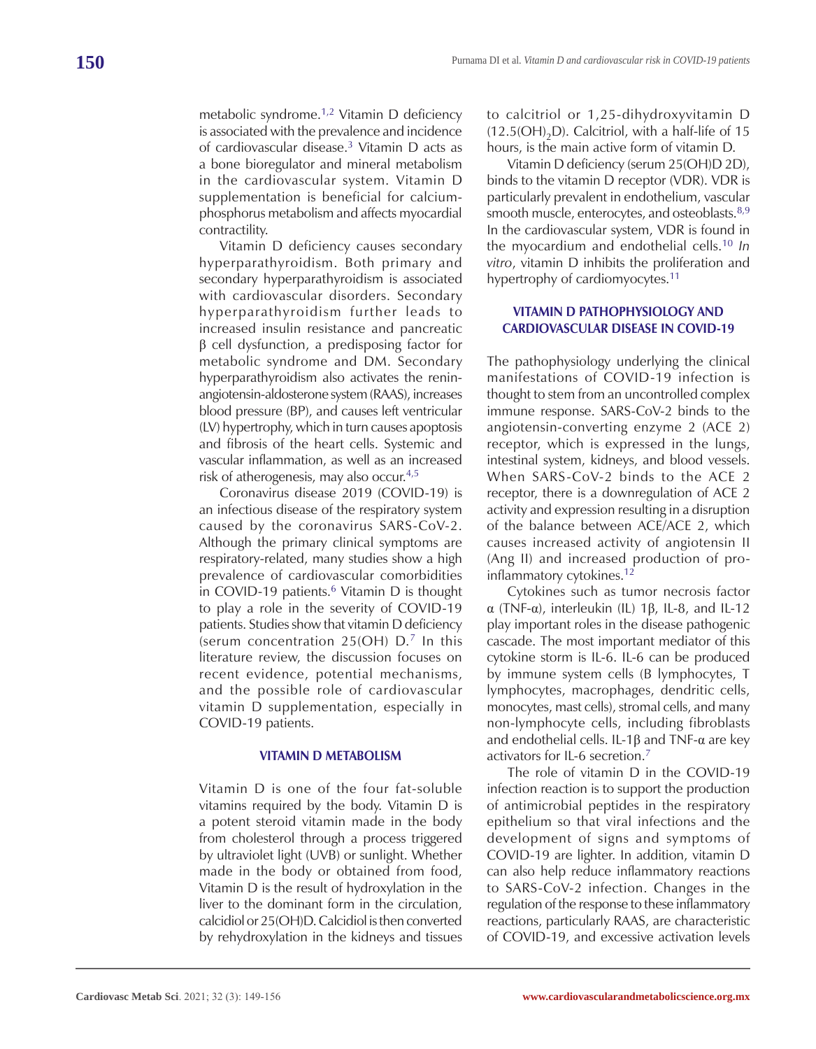metabolic syndrome.[1,2] Vitamin D deficiency is associated with the prevalence and incidence of cardiovascular disease.[3] Vitamin D acts as a bone bioregulator and mineral metabolism in the cardiovascular system. Vitamin D supplementation is beneficial for calcium-phosphorus metabolism and affects myocardial contractility.

Vitamin D deficiency causes secondary hyperparathyroidism. Both primary and secondary hyperparathyroidism is associated with cardiovascular disorders. Secondary hyperparathyroidism further leads to increased insulin resistance and pancreatic β cell dysfunction, a predisposing factor for metabolic syndrome and DM. Secondary hyperparathyroidism also activates the renin-angiotensin-aldosterone system (RAAS), increases blood pressure (BP), and causes left ventricular (LV) hypertrophy, which in turn causes apoptosis and fibrosis of the heart cells. Systemic and vascular inflammation, as well as an increased risk of atherogenesis, may also occur.[4,5]

Coronavirus disease 2019 (COVID-19) is an infectious disease of the respiratory system caused by the coronavirus SARS-CoV-2. Although the primary clinical symptoms are respiratory-related, many studies show a high prevalence of cardiovascular comorbidities in COVID-19 patients.[6] Vitamin D is thought to play a role in the severity of COVID-19 patients. Studies show that vitamin D deficiency (serum concentration 25(OH) D.[7] In this literature review, the discussion focuses on recent evidence, potential mechanisms, and the possible role of cardiovascular vitamin D supplementation, especially in COVID-19 patients.

## VITAMIN D METABOLISM

Vitamin D is one of the four fat-soluble vitamins required by the body. Vitamin D is a potent steroid vitamin made in the body from cholesterol through a process triggered by ultraviolet light (UVB) or sunlight. Whether made in the body or obtained from food, Vitamin D is the result of hydroxylation in the liver to the dominant form in the circulation, calcidiol or 25(OH)D. Calcidiol is then converted by rehydroxylation in the kidneys and tissues to calcitriol or 1,25-dihydroxyvitamin D $(12.5(OH)_2D)$. Calcitriol, with a half-life of 15 hours, is the main active form of vitamin D.

Vitamin D deficiency (serum 25(OH)D 2D), binds to the vitamin D receptor (VDR). VDR is particularly prevalent in endothelium, vascular smooth muscle, enterocytes, and osteoblasts.[8,9] In the cardiovascular system, VDR is found in the myocardium and endothelial cells.[10] *In vitro*, vitamin D inhibits the proliferation and hypertrophy of cardiomyocytes.[11]

## VITAMIN D PATHOPHYSIOLOGY AND CARDIOVASCULAR DISEASE IN COVID-19

The pathophysiology underlying the clinical manifestations of COVID-19 infection is thought to stem from an uncontrolled complex immune response. SARS-CoV-2 binds to the angiotensin-converting enzyme 2 (ACE 2) receptor, which is expressed in the lungs, intestinal system, kidneys, and blood vessels. When SARS-CoV-2 binds to the ACE 2 receptor, there is a downregulation of ACE 2 activity and expression resulting in a disruption of the balance between ACE/ACE 2, which causes increased activity of angiotensin II (Ang II) and increased production of pro-inflammatory cytokines.[12]

Cytokines such as tumor necrosis factor α (TNF-α), interleukin (IL) 1β, IL-8, and IL-12 play important roles in the disease pathogenic cascade. The most important mediator of this cytokine storm is IL-6. IL-6 can be produced by immune system cells (B lymphocytes, T lymphocytes, macrophages, dendritic cells, monocytes, mast cells), stromal cells, and many non-lymphocyte cells, including fibroblasts and endothelial cells. IL-1β and TNF-α are key activators for IL-6 secretion.[7]

The role of vitamin D in the COVID-19 infection reaction is to support the production of antimicrobial peptides in the respiratory epithelium so that viral infections and the development of signs and symptoms of COVID-19 are lighter. In addition, vitamin D can also help reduce inflammatory reactions to SARS-CoV-2 infection. Changes in the regulation of the response to these inflammatory reactions, particularly RAAS, are characteristic of COVID-19, and excessive activation levels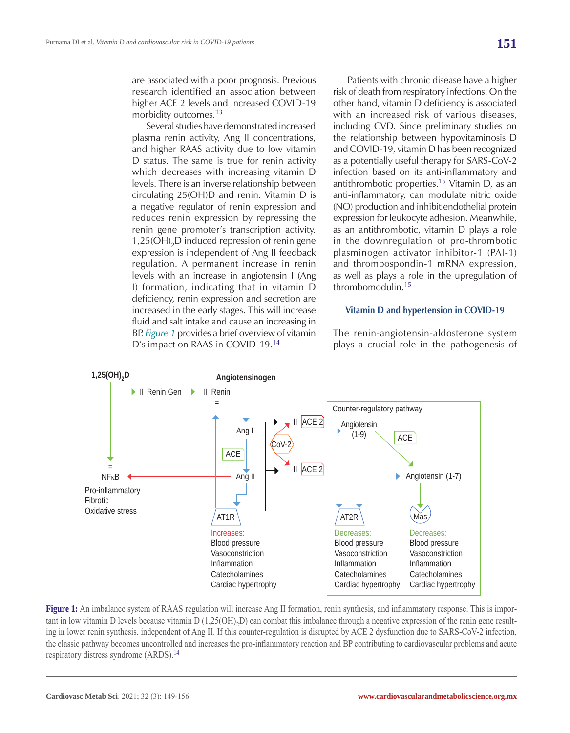are associated with a poor prognosis. Previous research identified an association between higher ACE 2 levels and increased COVID-19 morbidity outcomes.[13]

Several studies have demonstrated increased plasma renin activity, Ang II concentrations, and higher RAAS activity due to low vitamin D status. The same is true for renin activity which decreases with increasing vitamin D levels. There is an inverse relationship between circulating 25(OH)D and renin. Vitamin D is a negative regulator of renin expression and reduces renin expression by repressing the renin gene promoter's transcription activity. $1,25(OH)_2D$ induced repression of renin gene expression is independent of Ang II feedback regulation. A permanent increase in renin levels with an increase in angiotensin I (Ang I) formation, indicating that in vitamin D deficiency, renin expression and secretion are increased in the early stages. This will increase fluid and salt intake and cause an increasing in BP. *Figure 1* provides a brief overview of vitamin D's impact on RAAS in COVID-19.[14]

Patients with chronic disease have a higher risk of death from respiratory infections. On the other hand, vitamin D deficiency is associated with an increased risk of various diseases, including CVD. Since preliminary studies on the relationship between hypovitaminosis D and COVID-19, vitamin D has been recognized as a potentially useful therapy for SARS-CoV-2 infection based on its anti-inflammatory and antithrombotic properties.[15] Vitamin D, as an anti-inflammatory, can modulate nitric oxide (NO) production and inhibit endothelial protein expression for leukocyte adhesion. Meanwhile, as an antithrombotic, vitamin D plays a role in the downregulation of pro-thrombotic plasminogen activator inhibitor-1 (PAI-1) and thrombospondin-1 mRNA expression, as well as plays a role in the upregulation of thrombomodulin.[15]

### Vitamin D and hypertension in COVID-19

The renin-angiotensin-aldosterone system plays a crucial role in the pathogenesis of

**Figure 1:** An imbalance system of RAAS regulation will increase Ang II formation, renin synthesis, and inflammatory response. This is important in low vitamin D levels because vitamin D ($1,25(OH)_2D$) can combat this imbalance through a negative expression of the renin gene resulting in lower renin synthesis, independent of Ang II. If this counter-regulation is disrupted by ACE 2 dysfunction due to SARS-CoV-2 infection, the classic pathway becomes uncontrolled and increases the pro-inflammatory reaction and BP contributing to cardiovascular problems and acute respiratory distress syndrome (ARDS).[14]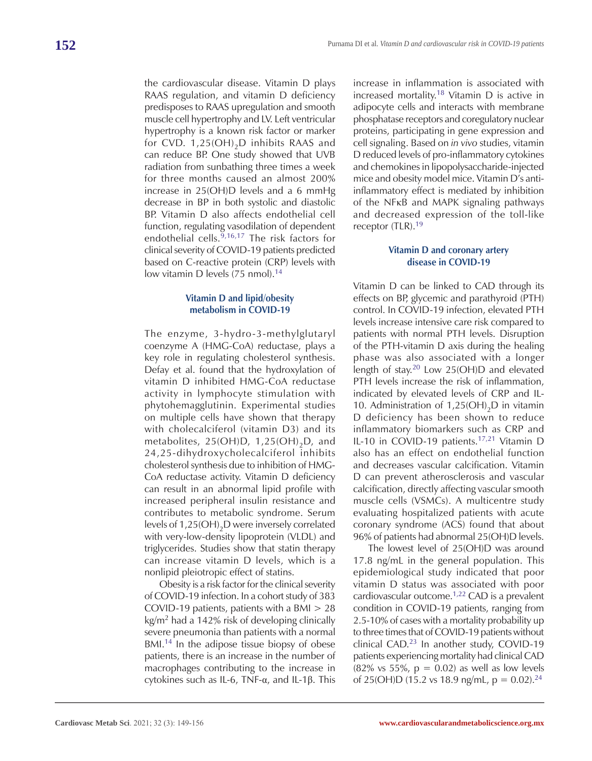the cardiovascular disease. Vitamin D plays RAAS regulation, and vitamin D deficiency predisposes to RAAS upregulation and smooth muscle cell hypertrophy and LV. Left ventricular hypertrophy is a known risk factor or marker for CVD. $1,25(OH)_2D$ inhibits RAAS and can reduce BP. One study showed that UVB radiation from sunbathing three times a week for three months caused an almost 200% increase in 25(OH)D levels and a 6 mmHg decrease in BP in both systolic and diastolic BP. Vitamin D also affects endothelial cell function, regulating vasodilation of dependent endothelial cells.[9,16,17] The risk factors for clinical severity of COVID-19 patients predicted based on C-reactive protein (CRP) levels with low vitamin D levels (75 nmol).[14]

### Vitamin D and lipid/obesity metabolism in COVID-19

The enzyme, 3-hydro-3-methylglutaryl coenzyme A (HMG-CoA) reductase, plays a key role in regulating cholesterol synthesis. Defay et al. found that the hydroxylation of vitamin D inhibited HMG-CoA reductase activity in lymphocyte stimulation with phytohemagglutinin. Experimental studies on multiple cells have shown that therapy with cholecalciferol (vitamin D3) and its metabolites, 25(OH)D, $1,25(OH)_2D$, and 24,25-dihydroxycholecalciferol inhibits cholesterol synthesis due to inhibition of HMG-CoA reductase activity. Vitamin D deficiency can result in an abnormal lipid profile with increased peripheral insulin resistance and contributes to metabolic syndrome. Serum levels of $1,25(OH)_2D$ were inversely correlated with very-low-density lipoprotein (VLDL) and triglycerides. Studies show that statin therapy can increase vitamin D levels, which is a nonlipid pleiotropic effect of statins.

Obesity is a risk factor for the clinical severity of COVID-19 infection. In a cohort study of 383 COVID-19 patients, patients with a BMI > 28 kg/m$^2$ had a 142% risk of developing clinically severe pneumonia than patients with a normal BMI.[14] In the adipose tissue biopsy of obese patients, there is an increase in the number of macrophages contributing to the increase in cytokines such as IL-6, TNF-α, and IL-1β. This increase in inflammation is associated with increased mortality.[18] Vitamin D is active in adipocyte cells and interacts with membrane phosphatase receptors and coregulatory nuclear proteins, participating in gene expression and cell signaling. Based on *in vivo* studies, vitamin D reduced levels of pro-inflammatory cytokines and chemokines in lipopolysaccharide-injected mice and obesity model mice. Vitamin D's anti-inflammatory effect is mediated by inhibition of the NFκB and MAPK signaling pathways and decreased expression of the toll-like receptor (TLR).[19]

### Vitamin D and coronary artery disease in COVID-19

Vitamin D can be linked to CAD through its effects on BP, glycemic and parathyroid (PTH) control. In COVID-19 infection, elevated PTH levels increase intensive care risk compared to patients with normal PTH levels. Disruption of the PTH-vitamin D axis during the healing phase was also associated with a longer length of stay.[20] Low 25(OH)D and elevated PTH levels increase the risk of inflammation, indicated by elevated levels of CRP and IL-10. Administration of $1,25(OH)_2D$ in vitamin D deficiency has been shown to reduce inflammatory biomarkers such as CRP and IL-10 in COVID-19 patients.[17,21] Vitamin D also has an effect on endothelial function and decreases vascular calcification. Vitamin D can prevent atherosclerosis and vascular calcification, directly affecting vascular smooth muscle cells (VSMCs). A multicentre study evaluating hospitalized patients with acute coronary syndrome (ACS) found that about 96% of patients had abnormal 25(OH)D levels.

The lowest level of 25(OH)D was around 17.8 ng/mL in the general population. This epidemiological study indicated that poor vitamin D status was associated with poor cardiovascular outcome.[1,22] CAD is a prevalent condition in COVID-19 patients, ranging from 2.5-10% of cases with a mortality probability up to three times that of COVID-19 patients without clinical CAD.[23] In another study, COVID-19 patients experiencing mortality had clinical CAD (82% vs 55%, $p = 0.02$) as well as low levels of 25(OH)D (15.2 vs 18.9 ng/mL, $p = 0.02$).[24]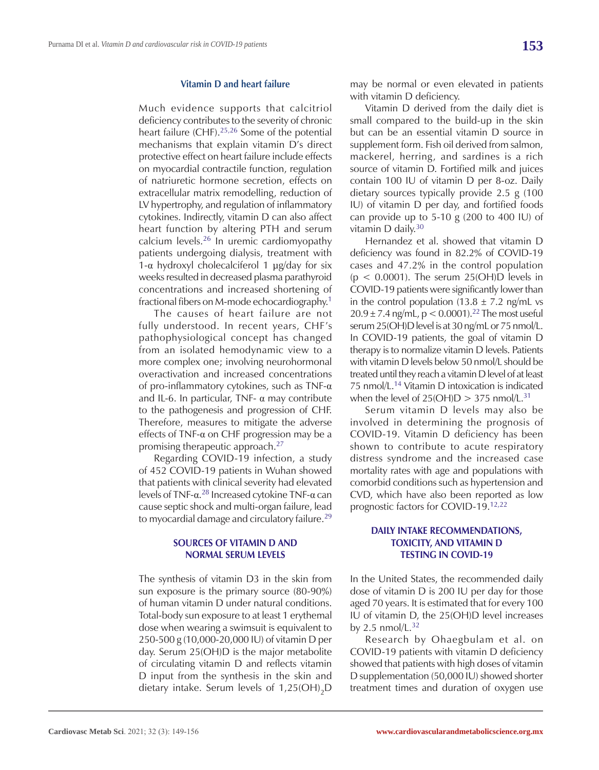### Vitamin D and heart failure

Much evidence supports that calcitriol deficiency contributes to the severity of chronic heart failure (CHF).[25,26] Some of the potential mechanisms that explain vitamin D's direct protective effect on heart failure include effects on myocardial contractile function, regulation of natriuretic hormone secretion, effects on extracellular matrix remodelling, reduction of LV hypertrophy, and regulation of inflammatory cytokines. Indirectly, vitamin D can also affect heart function by altering PTH and serum calcium levels.[26] In uremic cardiomyopathy patients undergoing dialysis, treatment with 1-α hydroxyl cholecalciferol 1 µg/day for six weeks resulted in decreased plasma parathyroid concentrations and increased shortening of fractional fibers on M-mode echocardiography.[1]

The causes of heart failure are not fully understood. In recent years, CHF's pathophysiological concept has changed from an isolated hemodynamic view to a more complex one; involving neurohormonal overactivation and increased concentrations of pro-inflammatory cytokines, such as TNF-α and IL-6. In particular, TNF- α may contribute to the pathogenesis and progression of CHF. Therefore, measures to mitigate the adverse effects of TNF-α on CHF progression may be a promising therapeutic approach.[27]

Regarding COVID-19 infection, a study of 452 COVID-19 patients in Wuhan showed that patients with clinical severity had elevated levels of TNF-α.[28] Increased cytokine TNF-α can cause septic shock and multi-organ failure, lead to myocardial damage and circulatory failure.[29]

## SOURCES OF VITAMIN D AND NORMAL SERUM LEVELS

The synthesis of vitamin D3 in the skin from sun exposure is the primary source (80-90%) of human vitamin D under natural conditions. Total-body sun exposure to at least 1 erythemal dose when wearing a swimsuit is equivalent to 250-500 g (10,000-20,000 IU) of vitamin D per day. Serum 25(OH)D is the major metabolite of circulating vitamin D and reflects vitamin D input from the synthesis in the skin and dietary intake. Serum levels of $1,25(OH)_2D$ may be normal or even elevated in patients with vitamin D deficiency.

Vitamin D derived from the daily diet is small compared to the build-up in the skin but can be an essential vitamin D source in supplement form. Fish oil derived from salmon, mackerel, herring, and sardines is a rich source of vitamin D. Fortified milk and juices contain 100 IU of vitamin D per 8-oz. Daily dietary sources typically provide 2.5 g (100 IU) of vitamin D per day, and fortified foods can provide up to 5-10 g (200 to 400 IU) of vitamin D daily.[30]

Hernandez et al. showed that vitamin D deficiency was found in 82.2% of COVID-19 cases and 47.2% in the control population ($p < 0.0001$). The serum 25(OH)D levels in COVID-19 patients were significantly lower than in the control population ($13.8 \pm 7.2$ ng/mL vs $20.9 \pm 7.4$ ng/mL, $p < 0.0001$).[22] The most useful serum 25(OH)D level is at 30 ng/mL or 75 nmol/L. In COVID-19 patients, the goal of vitamin D therapy is to normalize vitamin D levels. Patients with vitamin D levels below 50 nmol/L should be treated until they reach a vitamin D level of at least 75 nmol/L.[14] Vitamin D intoxication is indicated when the level of 25(OH)D > 375 nmol/L.[31]

Serum vitamin D levels may also be involved in determining the prognosis of COVID-19. Vitamin D deficiency has been shown to contribute to acute respiratory distress syndrome and the increased case mortality rates with age and populations with comorbid conditions such as hypertension and CVD, which have also been reported as low prognostic factors for COVID-19.[12,22]

## DAILY INTAKE RECOMMENDATIONS, TOXICITY, AND VITAMIN D TESTING IN COVID-19

In the United States, the recommended daily dose of vitamin D is 200 IU per day for those aged 70 years. It is estimated that for every 100 IU of vitamin D, the 25(OH)D level increases by 2.5 nmol/L.[32]

Research by Ohaegbulam et al. on COVID-19 patients with vitamin D deficiency showed that patients with high doses of vitamin D supplementation (50,000 IU) showed shorter treatment times and duration of oxygen use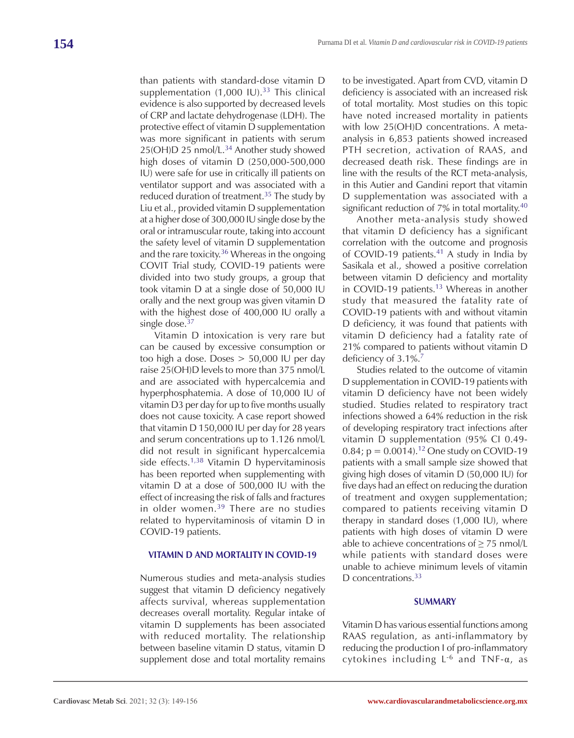than patients with standard-dose vitamin D supplementation (1,000 IU).[33] This clinical evidence is also supported by decreased levels of CRP and lactate dehydrogenase (LDH). The protective effect of vitamin D supplementation was more significant in patients with serum 25(OH)D 25 nmol/L.[34] Another study showed high doses of vitamin D (250,000-500,000 IU) were safe for use in critically ill patients on ventilator support and was associated with a reduced duration of treatment.[35] The study by Liu et al., provided vitamin D supplementation at a higher dose of 300,000 IU single dose by the oral or intramuscular route, taking into account the safety level of vitamin D supplementation and the rare toxicity.[36] Whereas in the ongoing COVIT Trial study, COVID-19 patients were divided into two study groups, a group that took vitamin D at a single dose of 50,000 IU orally and the next group was given vitamin D with the highest dose of 400,000 IU orally a single dose.[37]

Vitamin D intoxication is very rare but can be caused by excessive consumption or too high a dose. Doses > 50,000 IU per day raise 25(OH)D levels to more than 375 nmol/L and are associated with hypercalcemia and hyperphosphatemia. A dose of 10,000 IU of vitamin D3 per day for up to five months usually does not cause toxicity. A case report showed that vitamin D 150,000 IU per day for 28 years and serum concentrations up to 1.126 nmol/L did not result in significant hypercalcemia side effects.[1,38] Vitamin D hypervitaminosis has been reported when supplementing with vitamin D at a dose of 500,000 IU with the effect of increasing the risk of falls and fractures in older women.[39] There are no studies related to hypervitaminosis of vitamin D in COVID-19 patients.

## VITAMIN D AND MORTALITY IN COVID-19

Numerous studies and meta-analysis studies suggest that vitamin D deficiency negatively affects survival, whereas supplementation decreases overall mortality. Regular intake of vitamin D supplements has been associated with reduced mortality. The relationship between baseline vitamin D status, vitamin D supplement dose and total mortality remains to be investigated. Apart from CVD, vitamin D deficiency is associated with an increased risk of total mortality. Most studies on this topic have noted increased mortality in patients with low 25(OH)D concentrations. A meta-analysis in 6,853 patients showed increased PTH secretion, activation of RAAS, and decreased death risk. These findings are in line with the results of the RCT meta-analysis, in this Autier and Gandini report that vitamin D supplementation was associated with a significant reduction of 7% in total mortality.[40]

Another meta-analysis study showed that vitamin D deficiency has a significant correlation with the outcome and prognosis of COVID-19 patients.[41] A study in India by Sasikala et al., showed a positive correlation between vitamin D deficiency and mortality in COVID-19 patients.[13] Whereas in another study that measured the fatality rate of COVID-19 patients with and without vitamin D deficiency, it was found that patients with vitamin D deficiency had a fatality rate of 21% compared to patients without vitamin D deficiency of 3.1%.[7]

Studies related to the outcome of vitamin D supplementation in COVID-19 patients with vitamin D deficiency have not been widely studied. Studies related to respiratory tract infections showed a 64% reduction in the risk of developing respiratory tract infections after vitamin D supplementation (95% CI 0.49-0.84; $p = 0.0014$).[12] One study on COVID-19 patients with a small sample size showed that giving high doses of vitamin D (50,000 IU) for five days had an effect on reducing the duration of treatment and oxygen supplementation; compared to patients receiving vitamin D therapy in standard doses (1,000 IU), where patients with high doses of vitamin D were able to achieve concentrations of ≥ 75 nmol/L while patients with standard doses were unable to achieve minimum levels of vitamin D concentrations.[33]

## SUMMARY

Vitamin D has various essential functions among RAAS regulation, as anti-inflammatory by reducing the production I of pro-inflammatory cytokines including $L^{-6}$ and TNF-α, as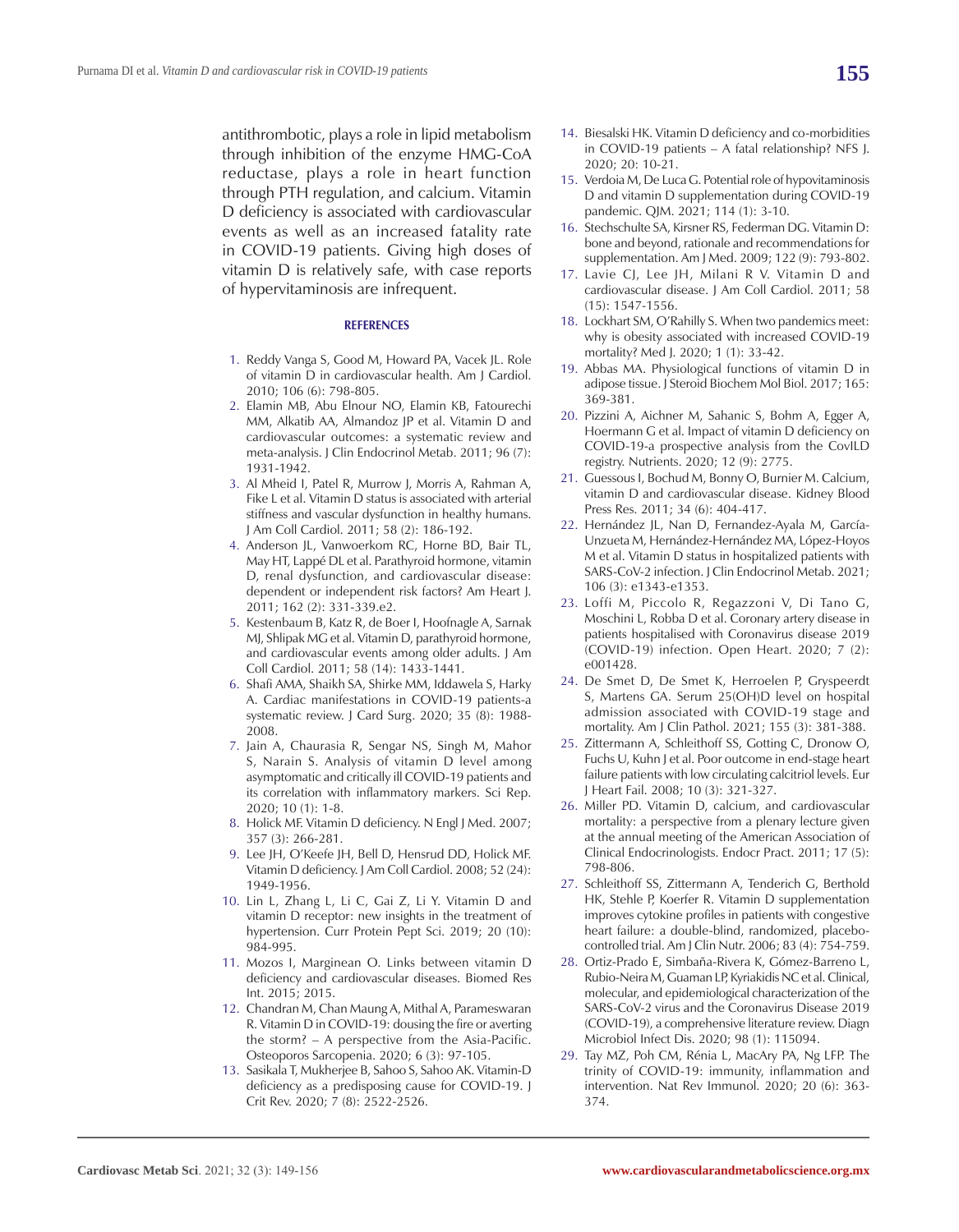antithrombotic, plays a role in lipid metabolism through inhibition of the enzyme HMG-CoA reductase, plays a role in heart function through PTH regulation, and calcium. Vitamin D deficiency is associated with cardiovascular events as well as an increased fatality rate in COVID-19 patients. Giving high doses of vitamin D is relatively safe, with case reports of hypervitaminosis are infrequent.

## REFERENCES

1. Reddy Vanga S, Good M, Howard PA, Vacek JL. Role of vitamin D in cardiovascular health. Am J Cardiol. 2010; 106 (6): 798-805.
2. Elamin MB, Abu Elnour NO, Elamin KB, Fatourechi MM, Alkatib AA, Almandoz JP et al. Vitamin D and cardiovascular outcomes: a systematic review and meta-analysis. J Clin Endocrinol Metab. 2011; 96 (7): 1931-1942.
3. Al Mheid I, Patel R, Murrow J, Morris A, Rahman A, Fike L et al. Vitamin D status is associated with arterial stiffness and vascular dysfunction in healthy humans. J Am Coll Cardiol. 2011; 58 (2): 186-192.
4. Anderson JL, Vanwoerkom RC, Horne BD, Bair TL, May HT, Lappé DL et al. Parathyroid hormone, vitamin D, renal dysfunction, and cardiovascular disease: dependent or independent risk factors? Am Heart J. 2011; 162 (2): 331-339.e2.
5. Kestenbaum B, Katz R, de Boer I, Hoofnagle A, Sarnak MJ, Shlipak MG et al. Vitamin D, parathyroid hormone, and cardiovascular events among older adults. J Am Coll Cardiol. 2011; 58 (14): 1433-1441.
6. Shafi AMA, Shaikh SA, Shirke MM, Iddawela S, Harky A. Cardiac manifestations in COVID-19 patients-a systematic review. J Card Surg. 2020; 35 (8): 1988-2008.
7. Jain A, Chaurasia R, Sengar NS, Singh M, Mahor S, Narain S. Analysis of vitamin D level among asymptomatic and critically ill COVID-19 patients and its correlation with inflammatory markers. Sci Rep. 2020; 10 (1): 1-8.
8. Holick MF. Vitamin D deficiency. N Engl J Med. 2007; 357 (3): 266-281.
9. Lee JH, O'Keefe JH, Bell D, Hensrud DD, Holick MF. Vitamin D deficiency. J Am Coll Cardiol. 2008; 52 (24): 1949-1956.
10. Lin L, Zhang L, Li C, Gai Z, Li Y. Vitamin D and vitamin D receptor: new insights in the treatment of hypertension. Curr Protein Pept Sci. 2019; 20 (10): 984-995.
11. Mozos I, Marginean O. Links between vitamin D deficiency and cardiovascular diseases. Biomed Res Int. 2015; 2015.
12. Chandran M, Chan Maung A, Mithal A, Parameswaran R. Vitamin D in COVID-19: dousing the fire or averting the storm? – A perspective from the Asia-Pacific. Osteoporos Sarcopenia. 2020; 6 (3): 97-105.
13. Sasikala T, Mukherjee B, Sahoo S, Sahoo AK. Vitamin-D deficiency as a predisposing cause for COVID-19. J Crit Rev. 2020; 7 (8): 2522-2526.
14. Biesalski HK. Vitamin D deficiency and co-morbidities in COVID-19 patients – A fatal relationship? NFS J. 2020; 20: 10-21.
15. Verdoia M, De Luca G. Potential role of hypovitaminosis D and vitamin D supplementation during COVID-19 pandemic. QJM. 2021; 114 (1): 3-10.
16. Stechschulte SA, Kirsner RS, Federman DG. Vitamin D: bone and beyond, rationale and recommendations for supplementation. Am J Med. 2009; 122 (9): 793-802.
17. Lavie CJ, Lee JH, Milani R V. Vitamin D and cardiovascular disease. J Am Coll Cardiol. 2011; 58 (15): 1547-1556.
18. Lockhart SM, O'Rahilly S. When two pandemics meet: why is obesity associated with increased COVID-19 mortality? Med J. 2020; 1 (1): 33-42.
19. Abbas MA. Physiological functions of vitamin D in adipose tissue. J Steroid Biochem Mol Biol. 2017; 165: 369-381.
20. Pizzini A, Aichner M, Sahanic S, Bohm A, Egger A, Hoermann G et al. Impact of vitamin D deficiency on COVID-19-a prospective analysis from the CovILD registry. Nutrients. 2020; 12 (9): 2775.
21. Guessous I, Bochud M, Bonny O, Burnier M. Calcium, vitamin D and cardiovascular disease. Kidney Blood Press Res. 2011; 34 (6): 404-417.
22. Hernández JL, Nan D, Fernandez-Ayala M, García-Unzueta M, Hernández-Hernández MA, López-Hoyos M et al. Vitamin D status in hospitalized patients with SARS-CoV-2 infection. J Clin Endocrinol Metab. 2021; 106 (3): e1343-e1353.
23. Loffi M, Piccolo R, Regazzoni V, Di Tano G, Moschini L, Robba D et al. Coronary artery disease in patients hospitalised with Coronavirus disease 2019 (COVID-19) infection. Open Heart. 2020; 7 (2): e001428.
24. De Smet D, De Smet K, Herroelen P, Gryspeerdt S, Martens GA. Serum 25(OH)D level on hospital admission associated with COVID-19 stage and mortality. Am J Clin Pathol. 2021; 155 (3): 381-388.
25. Zittermann A, Schleithoff SS, Gotting C, Dronow O, Fuchs U, Kuhn J et al. Poor outcome in end-stage heart failure patients with low circulating calcitriol levels. Eur J Heart Fail. 2008; 10 (3): 321-327.
26. Miller PD. Vitamin D, calcium, and cardiovascular mortality: a perspective from a plenary lecture given at the annual meeting of the American Association of Clinical Endocrinologists. Endocr Pract. 2011; 17 (5): 798-806.
27. Schleithoff SS, Zittermann A, Tenderich G, Berthold HK, Stehle P, Koerfer R. Vitamin D supplementation improves cytokine profiles in patients with congestive heart failure: a double-blind, randomized, placebo-controlled trial. Am J Clin Nutr. 2006; 83 (4): 754-759.
28. Ortiz-Prado E, Simbaña-Rivera K, Gómez-Barreno L, Rubio-Neira M, Guaman LP, Kyriakidis NC et al. Clinical, molecular, and epidemiological characterization of the SARS-CoV-2 virus and the Coronavirus Disease 2019 (COVID-19), a comprehensive literature review. Diagn Microbiol Infect Dis. 2020; 98 (1): 115094.
29. Tay MZ, Poh CM, Rénia L, MacAry PA, Ng LFP. The trinity of COVID-19: immunity, inflammation and intervention. Nat Rev Immunol. 2020; 20 (6): 363-374.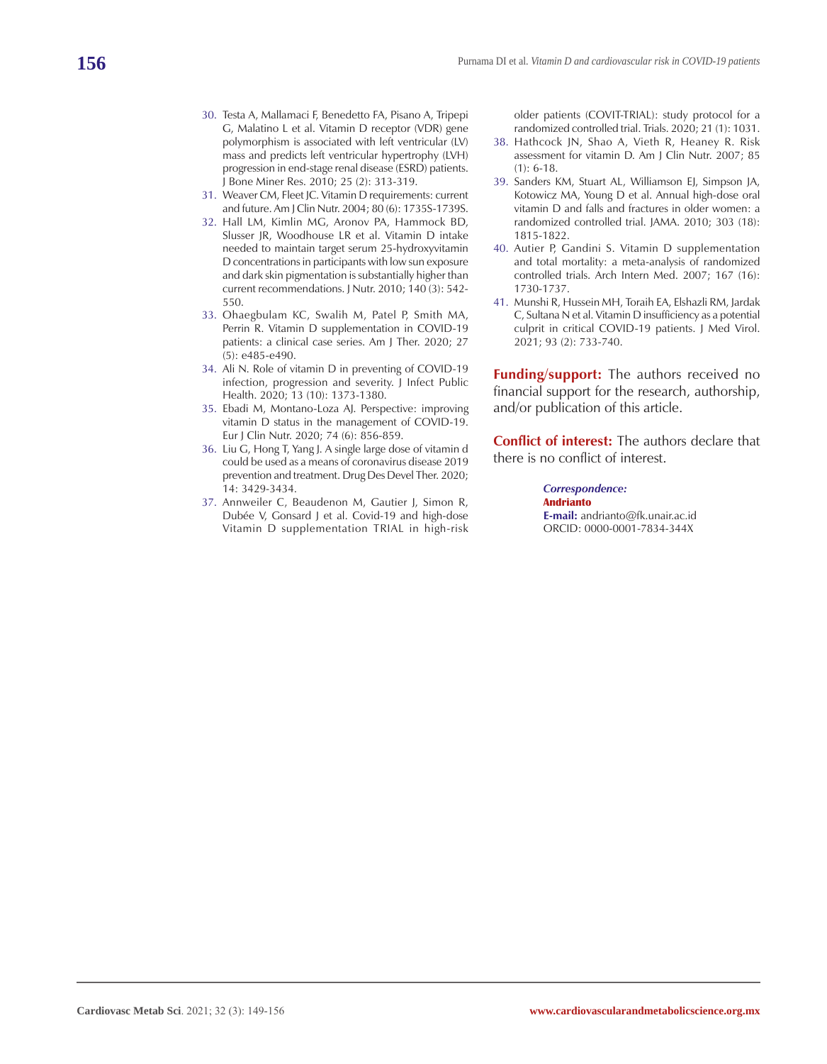30. Testa A, Mallamaci F, Benedetto FA, Pisano A, Tripepi G, Malatino L et al. Vitamin D receptor (VDR) gene polymorphism is associated with left ventricular (LV) mass and predicts left ventricular hypertrophy (LVH) progression in end-stage renal disease (ESRD) patients. J Bone Miner Res. 2010; 25 (2): 313-319.
31. Weaver CM, Fleet JC. Vitamin D requirements: current and future. Am J Clin Nutr. 2004; 80 (6): 1735S-1739S.
32. Hall LM, Kimlin MG, Aronov PA, Hammock BD, Slusser JR, Woodhouse LR et al. Vitamin D intake needed to maintain target serum 25-hydroxyvitamin D concentrations in participants with low sun exposure and dark skin pigmentation is substantially higher than current recommendations. J Nutr. 2010; 140 (3): 542-550.
33. Ohaegbulam KC, Swalih M, Patel P, Smith MA, Perrin R. Vitamin D supplementation in COVID-19 patients: a clinical case series. Am J Ther. 2020; 27 (5): e485-e490.
34. Ali N. Role of vitamin D in preventing of COVID-19 infection, progression and severity. J Infect Public Health. 2020; 13 (10): 1373-1380.
35. Ebadi M, Montano-Loza AJ. Perspective: improving vitamin D status in the management of COVID-19. Eur J Clin Nutr. 2020; 74 (6): 856-859.
36. Liu G, Hong T, Yang J. A single large dose of vitamin d could be used as a means of coronavirus disease 2019 prevention and treatment. Drug Des Devel Ther. 2020; 14: 3429-3434.
37. Annweiler C, Beaudenon M, Gautier J, Simon R, Dubée V, Gonsard J et al. Covid-19 and high-dose Vitamin D supplementation TRIAL in high-risk older patients (COVIT-TRIAL): study protocol for a randomized controlled trial. Trials. 2020; 21 (1): 1031.
38. Hathcock JN, Shao A, Vieth R, Heaney R. Risk assessment for vitamin D. Am J Clin Nutr. 2007; 85 (1): 6-18.
39. Sanders KM, Stuart AL, Williamson EJ, Simpson JA, Kotowicz MA, Young D et al. Annual high-dose oral vitamin D and falls and fractures in older women: a randomized controlled trial. JAMA. 2010; 303 (18): 1815-1822.
40. Autier P, Gandini S. Vitamin D supplementation and total mortality: a meta-analysis of randomized controlled trials. Arch Intern Med. 2007; 167 (16): 1730-1737.
41. Munshi R, Hussein MH, Toraih EA, Elshazli RM, Jardak C, Sultana N et al. Vitamin D insufficiency as a potential culprit in critical COVID-19 patients. J Med Virol. 2021; 93 (2): 733-740.

**Funding/support:** The authors received no financial support for the research, authorship, and/or publication of this article.

**Conflict of interest:** The authors declare that there is no conflict of interest.

***Correspondence:***
**Andrianto**
**E-mail:** andrianto@fk.unair.ac.id
ORCID: 0000-0001-7834-344X